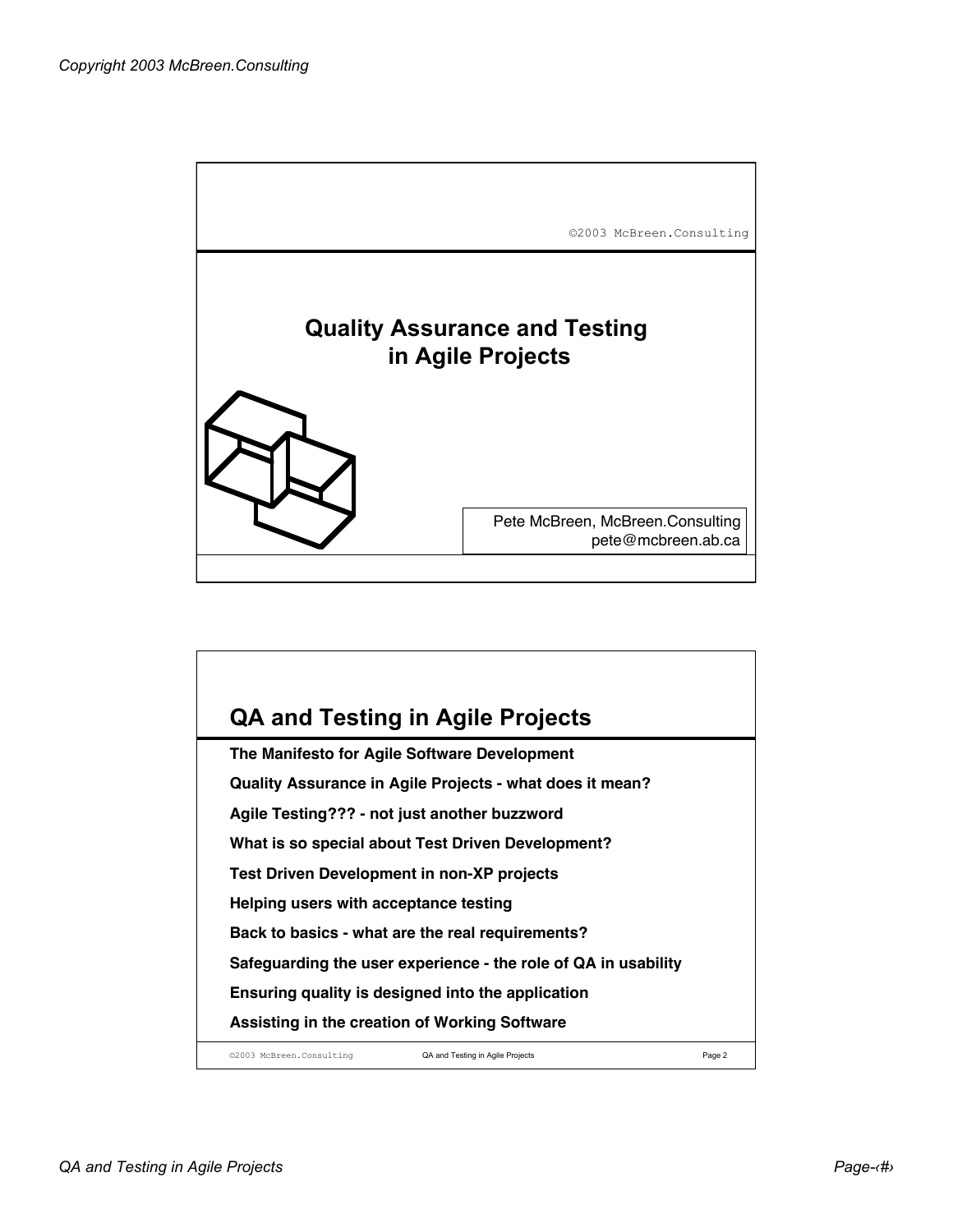©2003 McBreen.Consulting

# Quality Assurance and Testing in Agile Projects

Pete McBreen, McBreen.Consulting
pete@mcbreen.ab.ca

## QA and Testing in Agile Projects

**The Manifesto for Agile Software Development**

**Quality Assurance in Agile Projects - what does it mean?**

**Agile Testing??? - not just another buzzword**

**What is so special about Test Driven Development?**

**Test Driven Development in non-XP projects**

**Helping users with acceptance testing**

**Back to basics - what are the real requirements?**

**Safeguarding the user experience - the role of QA in usability**

**Ensuring quality is designed into the application**

**Assisting in the creation of Working Software**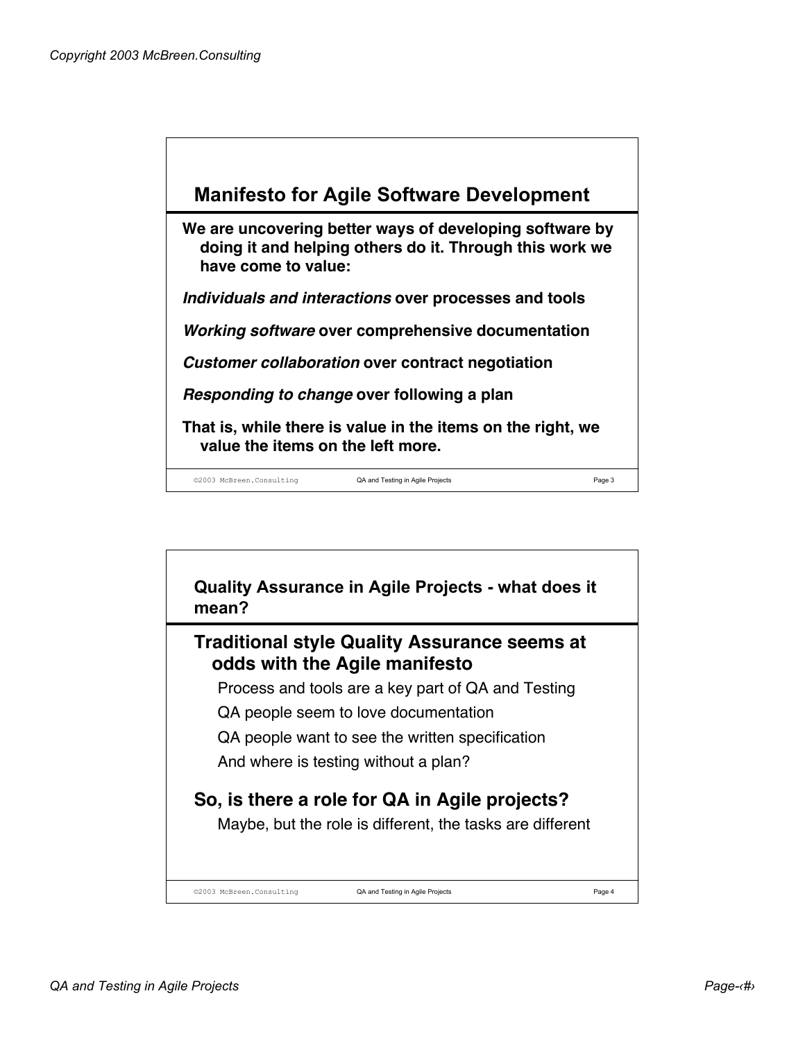## Manifesto for Agile Software Development

**We are uncovering better ways of developing software by doing it and helping others do it. Through this work we have come to value:**

***Individuals and interactions*** **over processes and tools**

***Working software*** **over comprehensive documentation**

***Customer collaboration*** **over contract negotiation**

***Responding to change*** **over following a plan**

**That is, while there is value in the items on the right, we value the items on the left more.**

## Quality Assurance in Agile Projects - what does it mean?

### Traditional style Quality Assurance seems at odds with the Agile manifesto

- Process and tools are a key part of QA and Testing
- QA people seem to love documentation
- QA people want to see the written specification
- And where is testing without a plan?

### So, is there a role for QA in Agile projects?

- Maybe, but the role is different, the tasks are different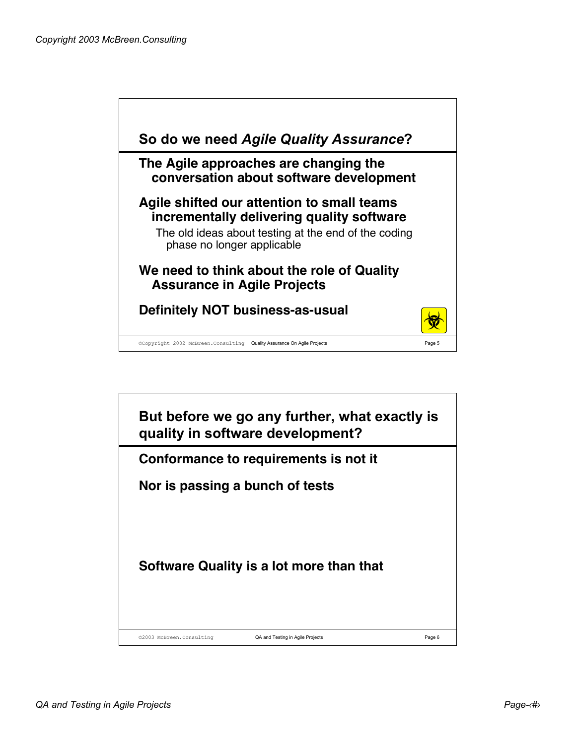## So do we need *Agile Quality Assurance*?

**The Agile approaches are changing the conversation about software development**

**Agile shifted our attention to small teams incrementally delivering quality software**

- The old ideas about testing at the end of the coding phase no longer applicable

**We need to think about the role of Quality Assurance in Agile Projects**

**Definitely NOT business-as-usual**

## But before we go any further, what exactly is quality in software development?

**Conformance to requirements is not it**

**Nor is passing a bunch of tests**

**Software Quality is a lot more than that**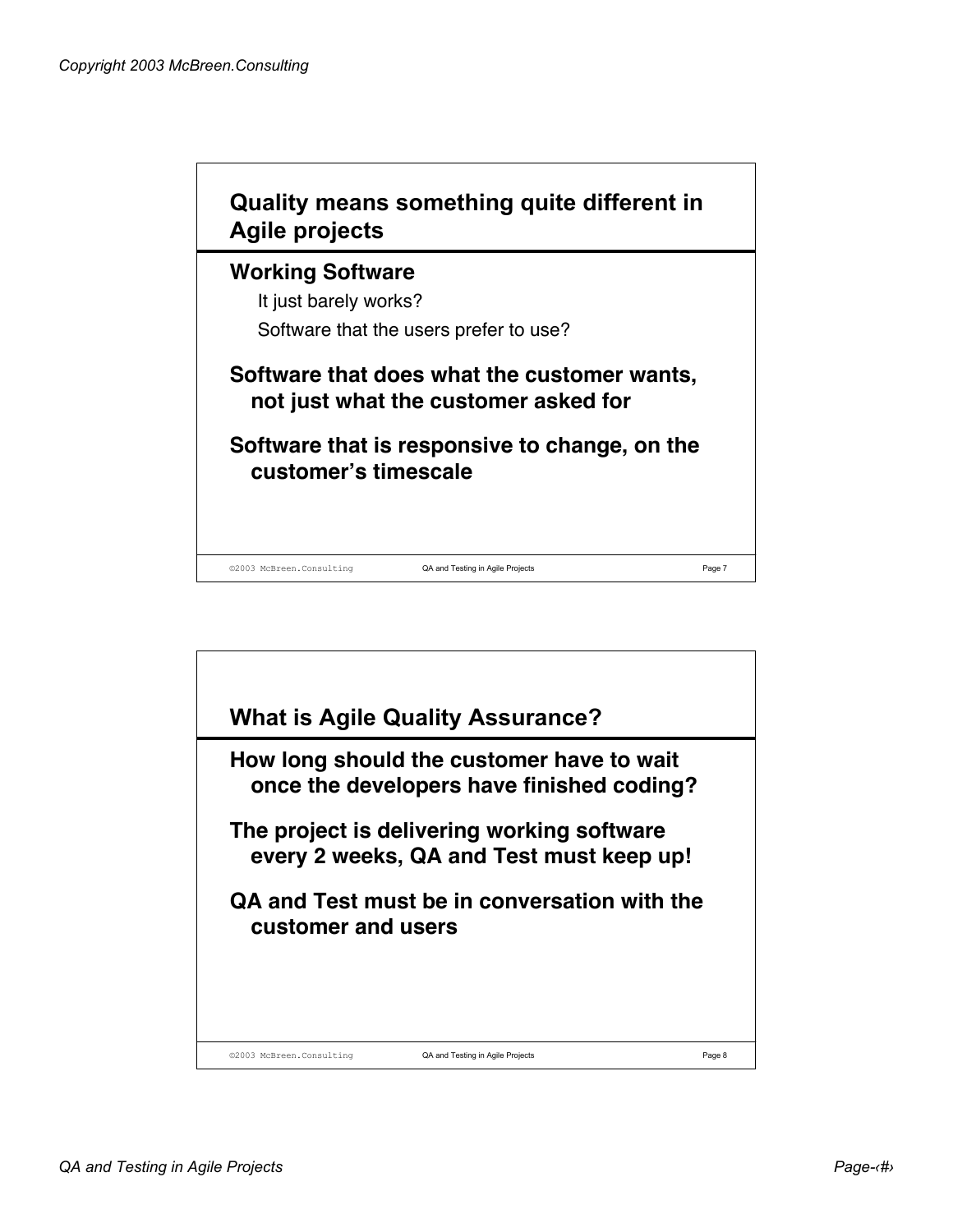## Quality means something quite different in Agile projects

**Working Software**

It just barely works?

Software that the users prefer to use?

**Software that does what the customer wants, not just what the customer asked for**

**Software that is responsive to change, on the customer's timescale**

## What is Agile Quality Assurance?

**How long should the customer have to wait once the developers have finished coding?**

**The project is delivering working software every 2 weeks, QA and Test must keep up!**

**QA and Test must be in conversation with the customer and users**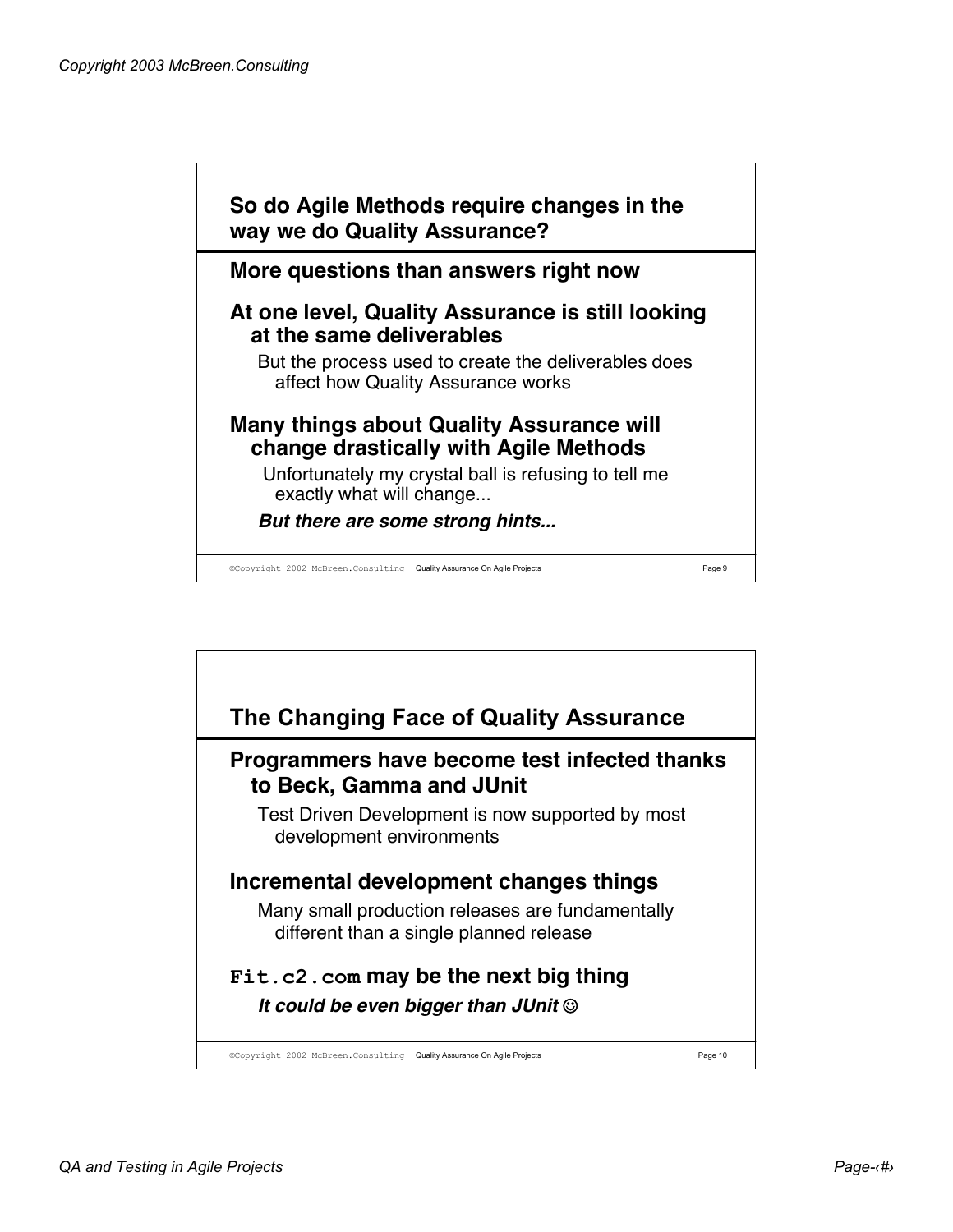## So do Agile Methods require changes in the way we do Quality Assurance?

**More questions than answers right now**

**At one level, Quality Assurance is still looking at the same deliverables**

But the process used to create the deliverables does affect how Quality Assurance works

**Many things about Quality Assurance will change drastically with Agile Methods**

Unfortunately my crystal ball is refusing to tell me exactly what will change...

***But there are some strong hints...***

## The Changing Face of Quality Assurance

**Programmers have become test infected thanks to Beck, Gamma and JUnit**

Test Driven Development is now supported by most development environments

**Incremental development changes things**

Many small production releases are fundamentally different than a single planned release

**`Fit.c2.com` may be the next big thing**

***It could be even bigger than JUnit ☺***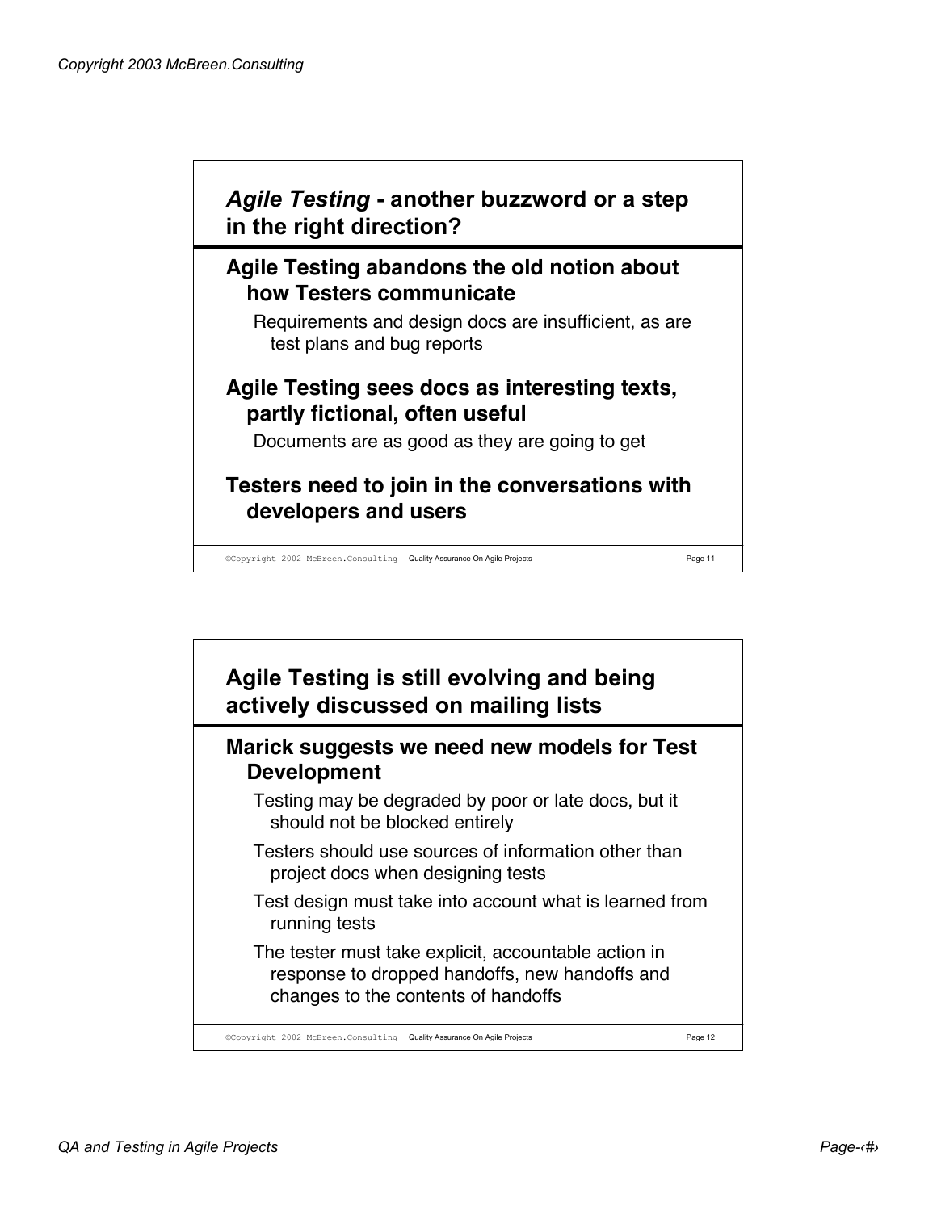## *Agile Testing* - another buzzword or a step in the right direction?

### Agile Testing abandons the old notion about how Testers communicate

Requirements and design docs are insufficient, as are test plans and bug reports

### Agile Testing sees docs as interesting texts, partly fictional, often useful

Documents are as good as they are going to get

### Testers need to join in the conversations with developers and users

## Agile Testing is still evolving and being actively discussed on mailing lists

### Marick suggests we need new models for Test Development

- Testing may be degraded by poor or late docs, but it should not be blocked entirely
- Testers should use sources of information other than project docs when designing tests
- Test design must take into account what is learned from running tests
- The tester must take explicit, accountable action in response to dropped handoffs, new handoffs and changes to the contents of handoffs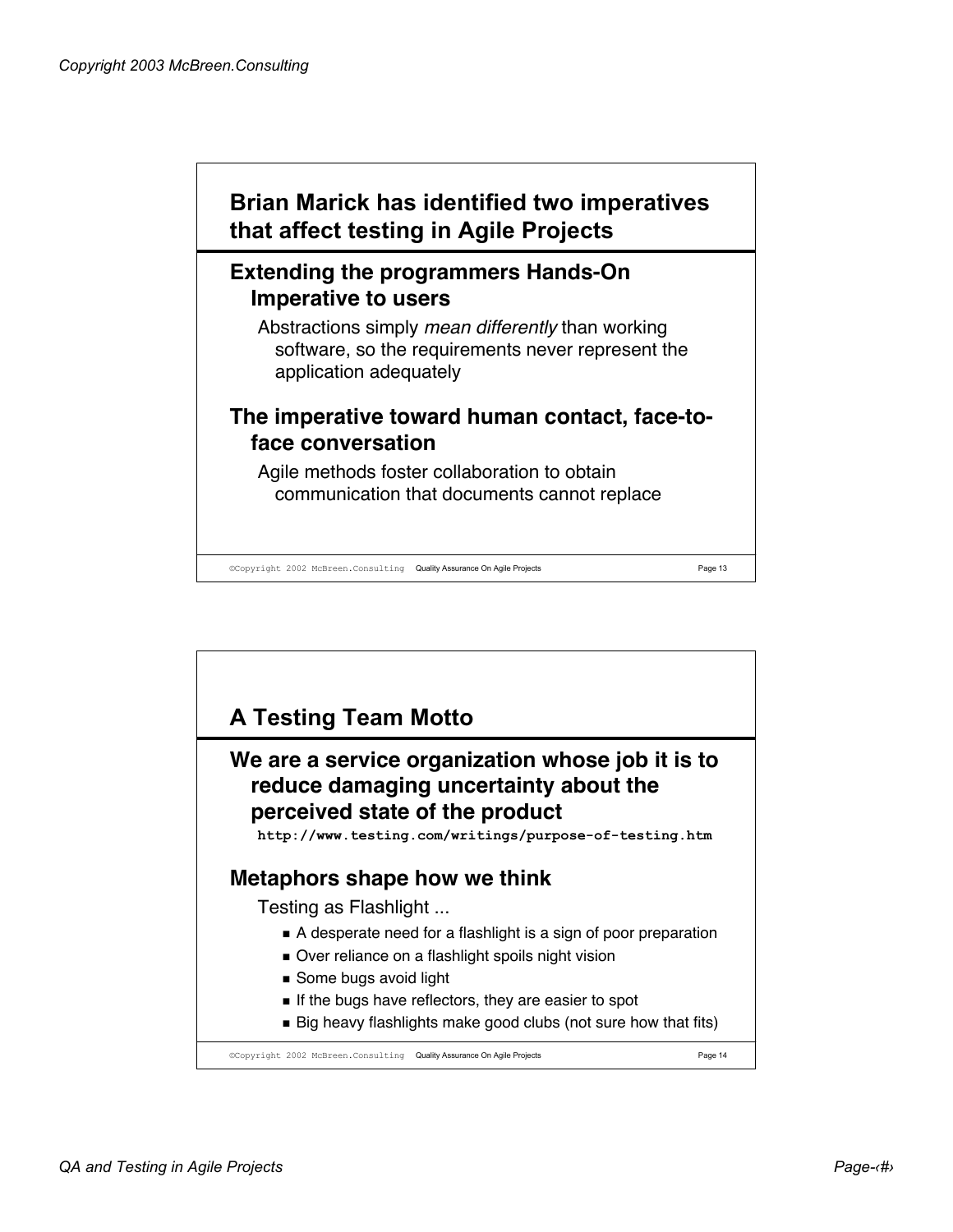## Brian Marick has identified two imperatives that affect testing in Agile Projects

### Extending the programmers Hands-On Imperative to users

Abstractions simply *mean differently* than working software, so the requirements never represent the application adequately

### The imperative toward human contact, face-to-face conversation

Agile methods foster collaboration to obtain communication that documents cannot replace

## A Testing Team Motto

### We are a service organization whose job it is to reduce damaging uncertainty about the perceived state of the product

**http://www.testing.com/writings/purpose-of-testing.htm**

### Metaphors shape how we think

Testing as Flashlight ...

- A desperate need for a flashlight is a sign of poor preparation
- Over reliance on a flashlight spoils night vision
- Some bugs avoid light
- If the bugs have reflectors, they are easier to spot
- Big heavy flashlights make good clubs (not sure how that fits)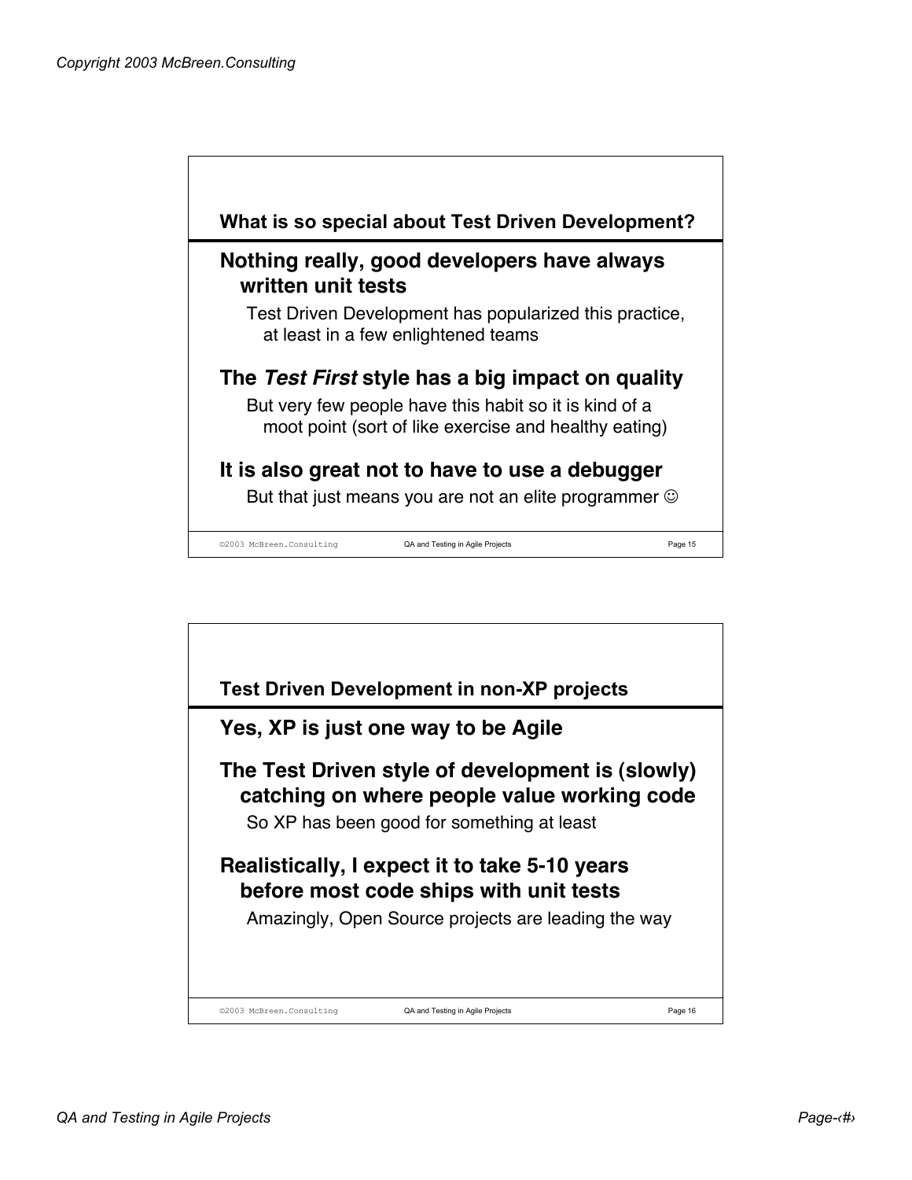## What is so special about Test Driven Development?

### Nothing really, good developers have always written unit tests

Test Driven Development has popularized this practice, at least in a few enlightened teams

### The *Test First* style has a big impact on quality

But very few people have this habit so it is kind of a moot point (sort of like exercise and healthy eating)

### It is also great not to have to use a debugger

But that just means you are not an elite programmer ☺

## Test Driven Development in non-XP projects

### Yes, XP is just one way to be Agile

### The Test Driven style of development is (slowly) catching on where people value working code

So XP has been good for something at least

### Realistically, I expect it to take 5-10 years before most code ships with unit tests

Amazingly, Open Source projects are leading the way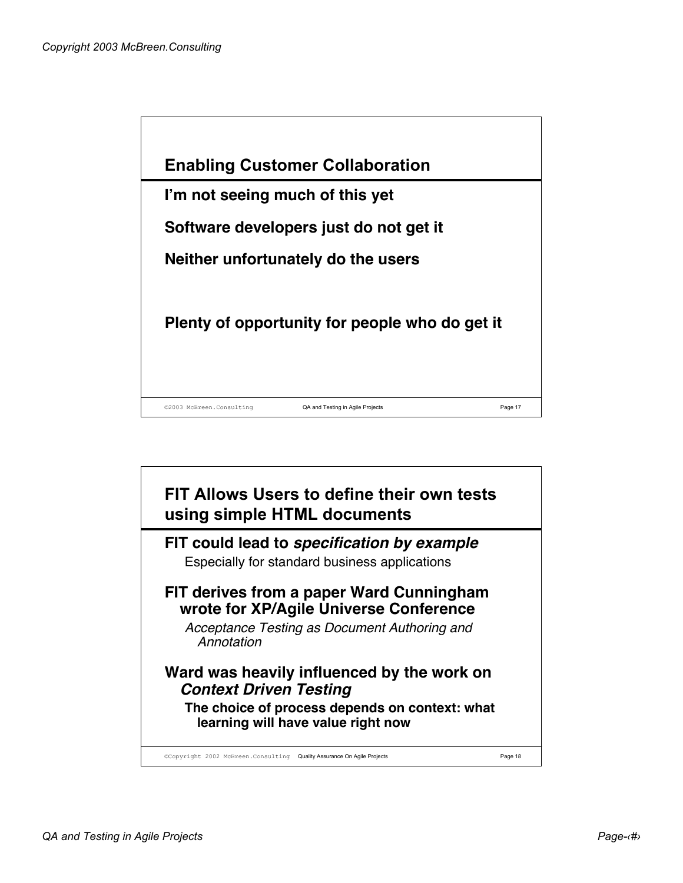## Enabling Customer Collaboration

**I'm not seeing much of this yet**

**Software developers just do not get it**

**Neither unfortunately do the users**

**Plenty of opportunity for people who do get it**

## FIT Allows Users to define their own tests using simple HTML documents

**FIT could lead to *specification by example***

Especially for standard business applications

**FIT derives from a paper Ward Cunningham wrote for XP/Agile Universe Conference**

*Acceptance Testing as Document Authoring and Annotation*

**Ward was heavily influenced by the work on *Context Driven Testing***

**The choice of process depends on context: what learning will have value right now**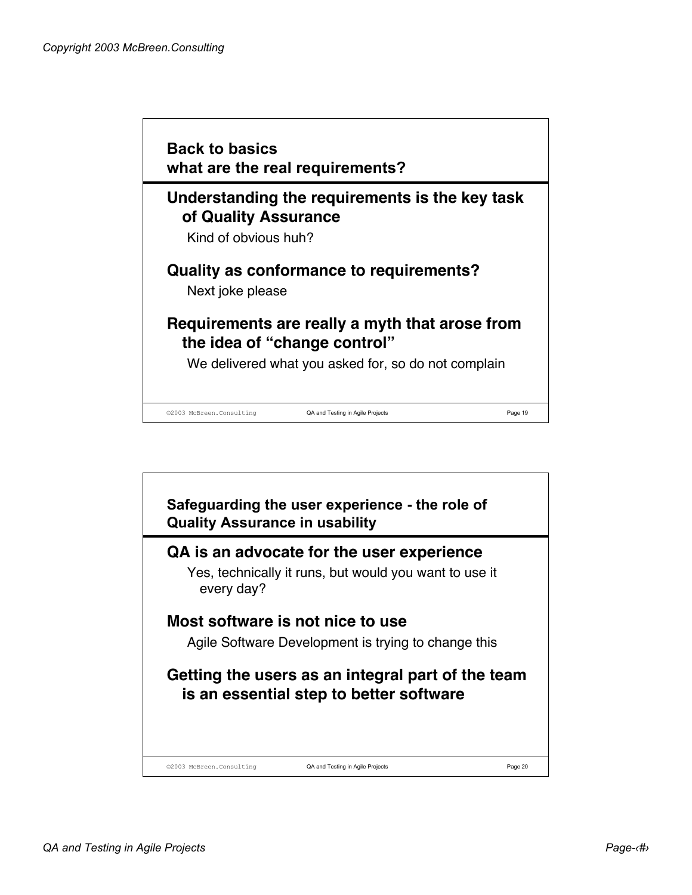## Back to basics what are the real requirements?

### Understanding the requirements is the key task of Quality Assurance

Kind of obvious huh?

### Quality as conformance to requirements?

Next joke please

### Requirements are really a myth that arose from the idea of "change control"

We delivered what you asked for, so do not complain

## Safeguarding the user experience - the role of Quality Assurance in usability

### QA is an advocate for the user experience

Yes, technically it runs, but would you want to use it every day?

### Most software is not nice to use

Agile Software Development is trying to change this

### Getting the users as an integral part of the team is an essential step to better software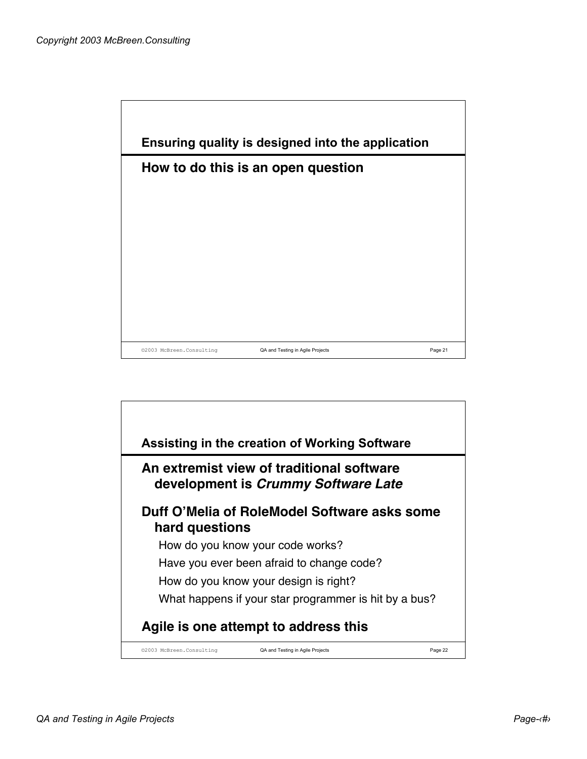## Ensuring quality is designed into the application

**How to do this is an open question**

## Assisting in the creation of Working Software

**An extremist view of traditional software development is *Crummy Software Late***

**Duff O'Melia of RoleModel Software asks some hard questions**

- How do you know your code works?
- Have you ever been afraid to change code?
- How do you know your design is right?
- What happens if your star programmer is hit by a bus?

**Agile is one attempt to address this**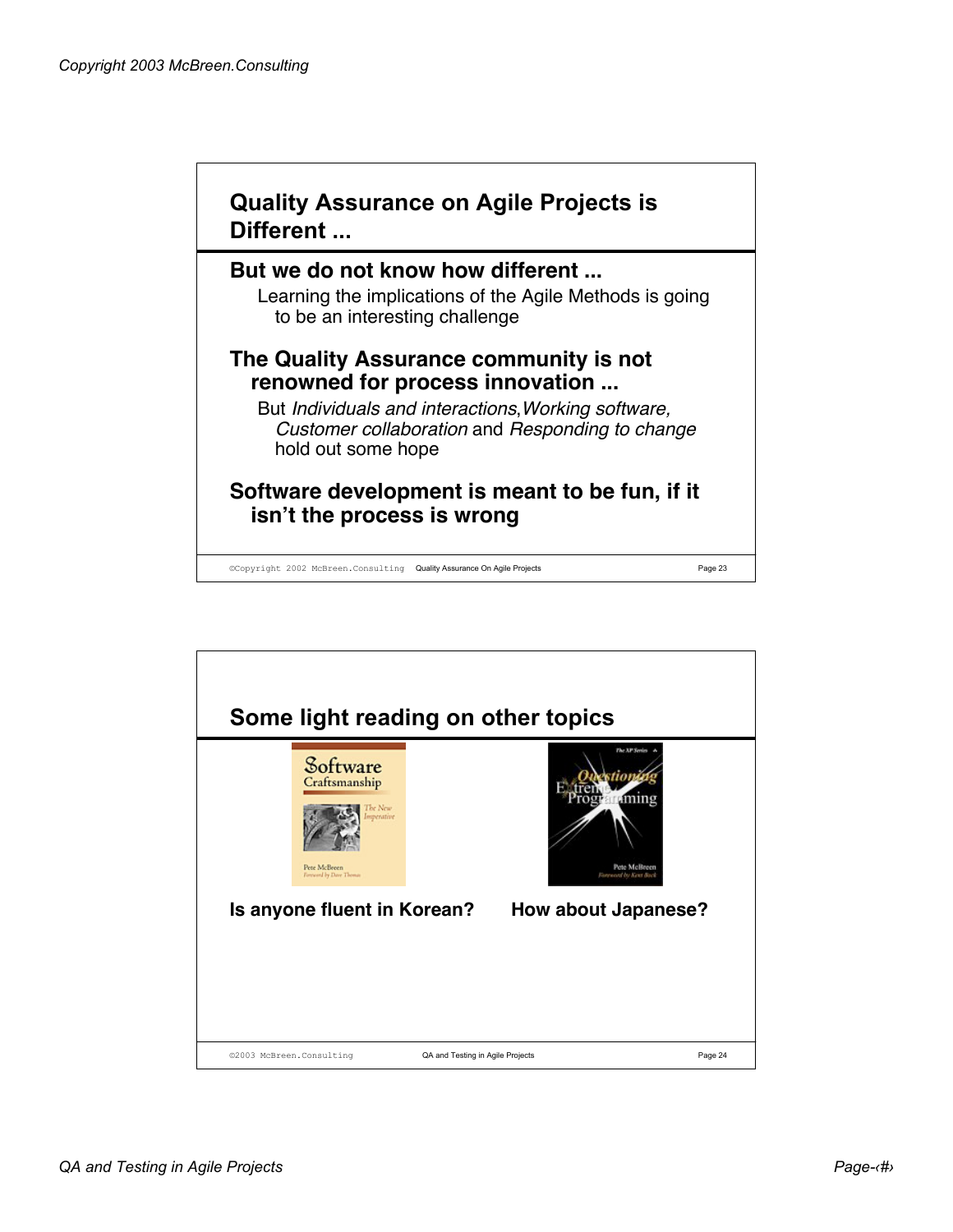## Quality Assurance on Agile Projects is Different ...

### But we do not know how different ...

Learning the implications of the Agile Methods is going to be an interesting challenge

### The Quality Assurance community is not renowned for process innovation ...

But *Individuals and interactions*, *Working software*, *Customer collaboration* and *Responding to change* hold out some hope

### Software development is meant to be fun, if it isn't the process is wrong

## Some light reading on other topics

Software Craftsmanship
The New Imperative
Pete McBreen
Foreword by Dave Thomas

The XP Series
Questioning Extreme Programming
Pete McBreen
Foreword by Kent Beck

**Is anyone fluent in Korean?** **How about Japanese?**